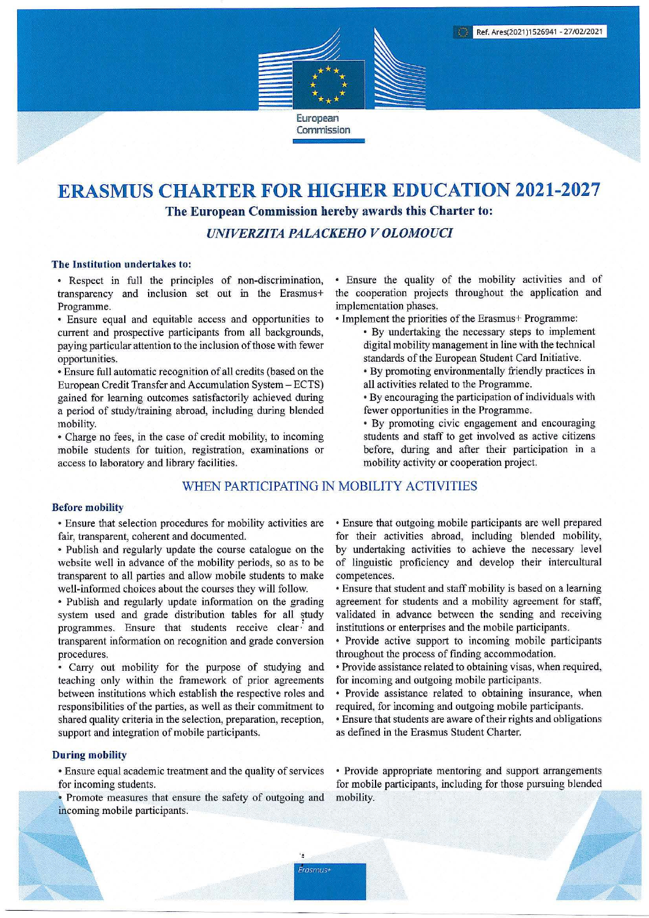Ref. Ares(2021)1526941 - 27/02/2021

European Commission

# ERASMUS CHARTER FOR HIGHER EDUCATION 2021-2027

**The European Commission hereby awards this Charter to:**

***UNIVERZITA PALACKEHO V OLOMOUCI***

**The Institution undertakes to:**

- Respect in full the principles of non-discrimination, transparency and inclusion set out in the Erasmus+ Programme.
- Ensure equal and equitable access and opportunities to current and prospective participants from all backgrounds, paying particular attention to the inclusion of those with fewer opportunities.
- Ensure full automatic recognition of all credits (based on the European Credit Transfer and Accumulation System – ECTS) gained for learning outcomes satisfactorily achieved during a period of study/training abroad, including during blended mobility.
- Charge no fees, in the case of credit mobility, to incoming mobile students for tuition, registration, examinations or access to laboratory and library facilities.
- Ensure the quality of the mobility activities and of the cooperation projects throughout the application and implementation phases.
- Implement the priorities of the Erasmus+ Programme:
  - By undertaking the necessary steps to implement digital mobility management in line with the technical standards of the European Student Card Initiative.
  - By promoting environmentally friendly practices in all activities related to the Programme.
  - By encouraging the participation of individuals with fewer opportunities in the Programme.
  - By promoting civic engagement and encouraging students and staff to get involved as active citizens before, during and after their participation in a mobility activity or cooperation project.

## WHEN PARTICIPATING IN MOBILITY ACTIVITIES

**Before mobility**

- Ensure that selection procedures for mobility activities are fair, transparent, coherent and documented.
- Publish and regularly update the course catalogue on the website well in advance of the mobility periods, so as to be transparent to all parties and allow mobile students to make well-informed choices about the courses they will follow.
- Publish and regularly update information on the grading system used and grade distribution tables for all study programmes. Ensure that students receive clear and transparent information on recognition and grade conversion procedures.
- Carry out mobility for the purpose of studying and teaching only within the framework of prior agreements between institutions which establish the respective roles and responsibilities of the parties, as well as their commitment to shared quality criteria in the selection, preparation, reception, support and integration of mobile participants.
- Ensure that outgoing mobile participants are well prepared for their activities abroad, including blended mobility, by undertaking activities to achieve the necessary level of linguistic proficiency and develop their intercultural competences.
- Ensure that student and staff mobility is based on a learning agreement for students and a mobility agreement for staff, validated in advance between the sending and receiving institutions or enterprises and the mobile participants.
- Provide active support to incoming mobile participants throughout the process of finding accommodation.
- Provide assistance related to obtaining visas, when required, for incoming and outgoing mobile participants.
- Provide assistance related to obtaining insurance, when required, for incoming and outgoing mobile participants.
- Ensure that students are aware of their rights and obligations as defined in the Erasmus Student Charter.

**During mobility**

- Ensure equal academic treatment and the quality of services for incoming students.
- Promote measures that ensure the safety of outgoing and incoming mobile participants.
- Provide appropriate mentoring and support arrangements for mobile participants, including for those pursuing blended mobility.

Erasmus+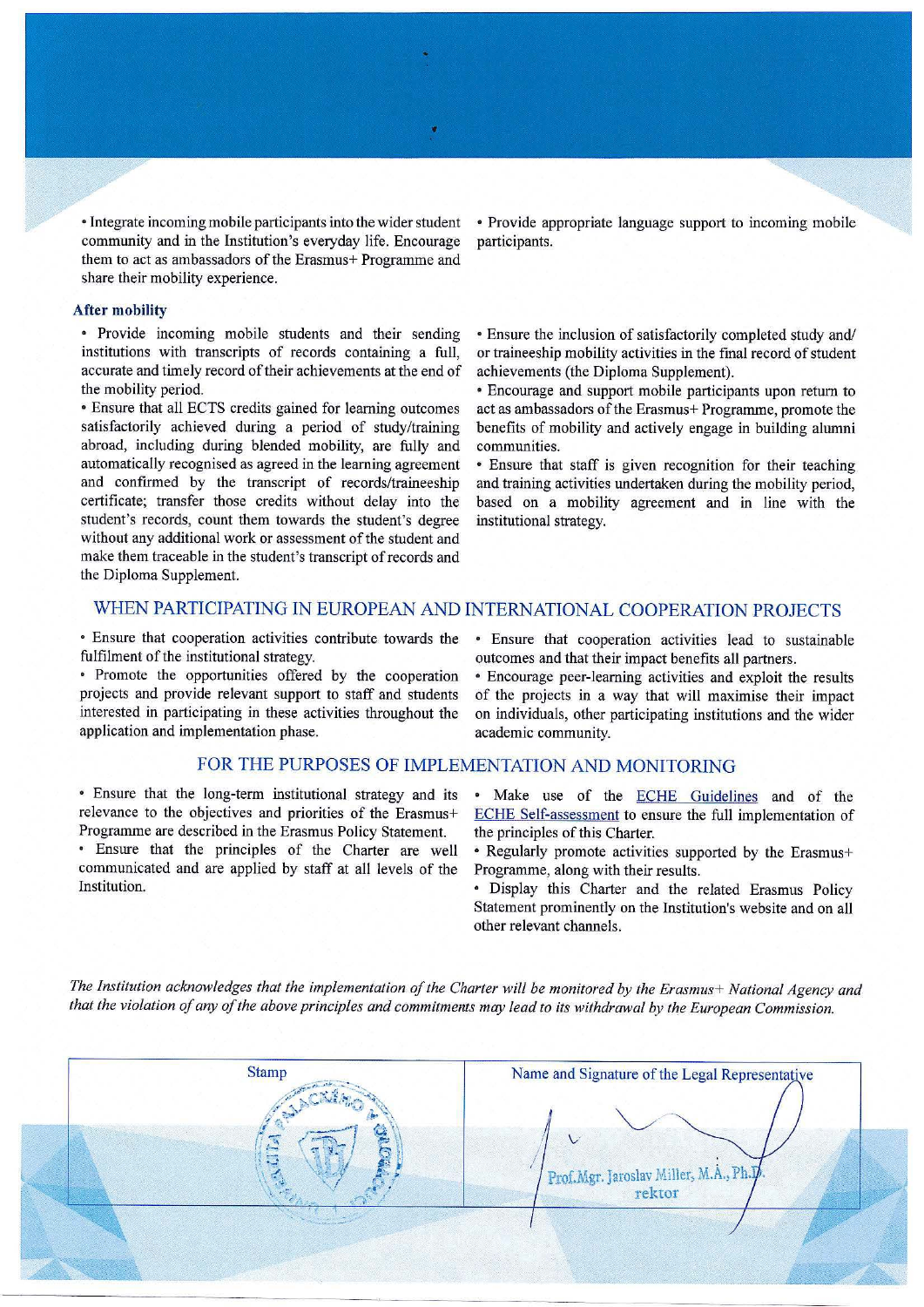- Integrate incoming mobile participants into the wider student community and in the Institution's everyday life. Encourage them to act as ambassadors of the Erasmus+ Programme and share their mobility experience.
- Provide appropriate language support to incoming mobile participants.

**After mobility**

- Provide incoming mobile students and their sending institutions with transcripts of records containing a full, accurate and timely record of their achievements at the end of the mobility period.
- Ensure that all ECTS credits gained for learning outcomes satisfactorily achieved during a period of study/training abroad, including during blended mobility, are fully and automatically recognised as agreed in the learning agreement and confirmed by the transcript of records/traineeship certificate; transfer those credits without delay into the student's records, count them towards the student's degree without any additional work or assessment of the student and make them traceable in the student's transcript of records and the Diploma Supplement.
- Ensure the inclusion of satisfactorily completed study and/ or traineeship mobility activities in the final record of student achievements (the Diploma Supplement).
- Encourage and support mobile participants upon return to act as ambassadors of the Erasmus+ Programme, promote the benefits of mobility and actively engage in building alumni communities.
- Ensure that staff is given recognition for their teaching and training activities undertaken during the mobility period, based on a mobility agreement and in line with the institutional strategy.

## WHEN PARTICIPATING IN EUROPEAN AND INTERNATIONAL COOPERATION PROJECTS

- Ensure that cooperation activities contribute towards the fulfilment of the institutional strategy.
- Promote the opportunities offered by the cooperation projects and provide relevant support to staff and students interested in participating in these activities throughout the application and implementation phase.
- Ensure that cooperation activities lead to sustainable outcomes and that their impact benefits all partners.
- Encourage peer-learning activities and exploit the results of the projects in a way that will maximise their impact on individuals, other participating institutions and the wider academic community.

## FOR THE PURPOSES OF IMPLEMENTATION AND MONITORING

- Ensure that the long-term institutional strategy and its relevance to the objectives and priorities of the Erasmus+ Programme are described in the Erasmus Policy Statement.
- Ensure that the principles of the Charter are well communicated and are applied by staff at all levels of the Institution.
- Make use of the ECHE Guidelines and of the ECHE Self-assessment to ensure the full implementation of the principles of this Charter.
- Regularly promote activities supported by the Erasmus+ Programme, along with their results.
- Display this Charter and the related Erasmus Policy Statement prominently on the Institution's website and on all other relevant channels.

*The Institution acknowledges that the implementation of the Charter will be monitored by the Erasmus+ National Agency and that the violation of any of the above principles and commitments may lead to its withdrawal by the European Commission.*

| Stamp | Name and Signature of the Legal Representative |
|---|---|
| Univerzita Palackého v Olomouci | Prof.Mgr. Jaroslav Miller, M.A., Ph.D. rektor |